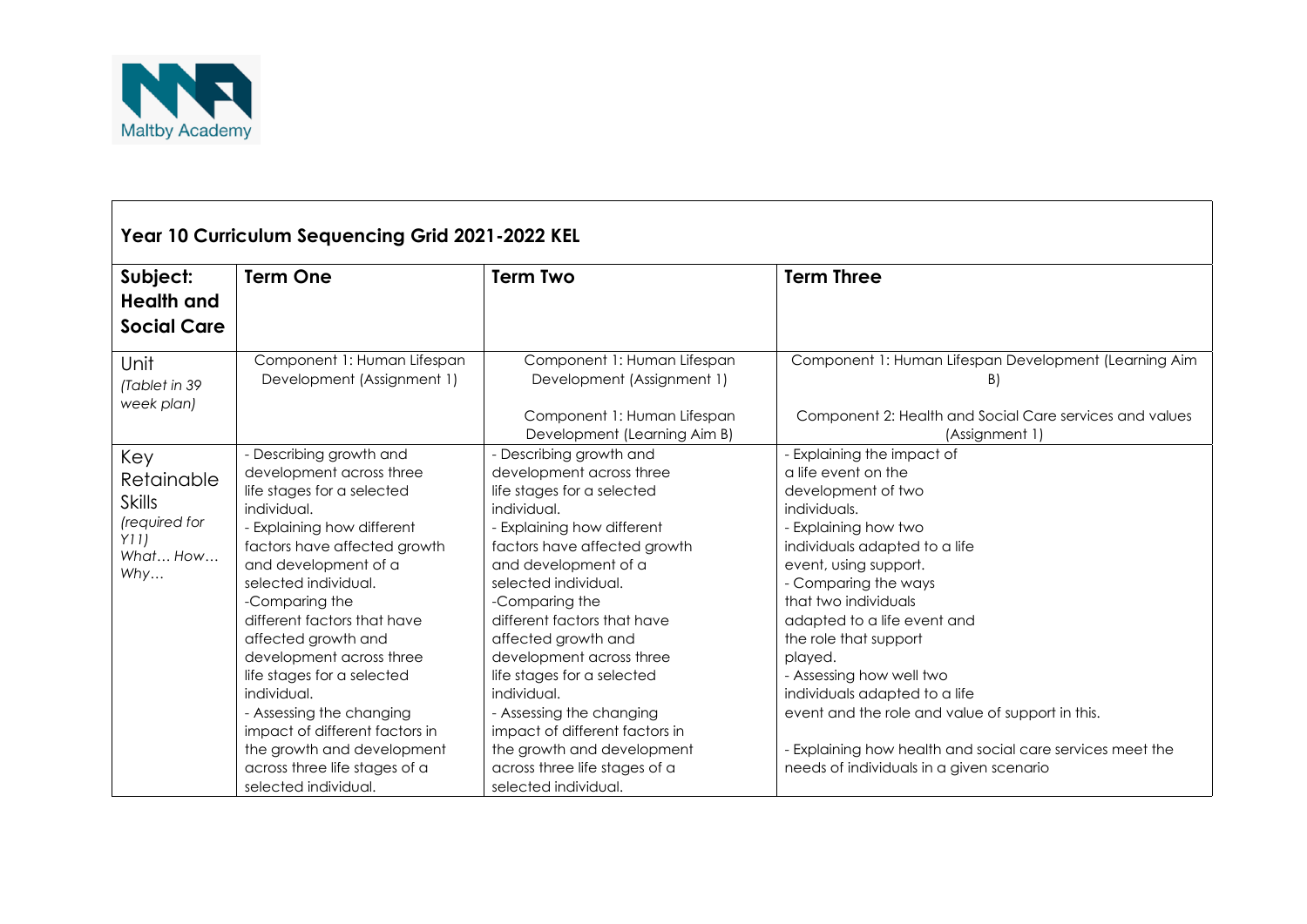Maltby Academy

## Year 10 Curriculum Sequencing Grid 2021-2022 KEL

| **Subject: Health and Social Care** | **Term One** | **Term Two** | **Term Three** |
|---|---|---|---|
| Unit *(Tablet in 39 week plan)* | Component 1: Human Lifespan Development (Assignment 1) | Component 1: Human Lifespan Development (Assignment 1)<br><br>Component 1: Human Lifespan Development (Learning Aim B) | Component 1: Human Lifespan Development (Learning Aim B)<br><br>Component 2: Health and Social Care services and values (Assignment 1) |
| Key Retainable Skills *(required for Y11) What… How… Why…* | - Describing growth and development across three life stages for a selected individual.<br>- Explaining how different factors have affected growth and development of a selected individual.<br>-Comparing the different factors that have affected growth and development across three life stages for a selected individual.<br>- Assessing the changing impact of different factors in the growth and development across three life stages of a selected individual. | - Describing growth and development across three life stages for a selected individual.<br>- Explaining how different factors have affected growth and development of a selected individual.<br>-Comparing the different factors that have affected growth and development across three life stages for a selected individual.<br>- Assessing the changing impact of different factors in the growth and development across three life stages of a selected individual. | - Explaining the impact of a life event on the development of two individuals.<br>- Explaining how two individuals adapted to a life event, using support.<br>- Comparing the ways that two individuals adapted to a life event and the role that support played.<br>- Assessing how well two individuals adapted to a life event and the role and value of support in this.<br><br>- Explaining how health and social care services meet the needs of individuals in a given scenario |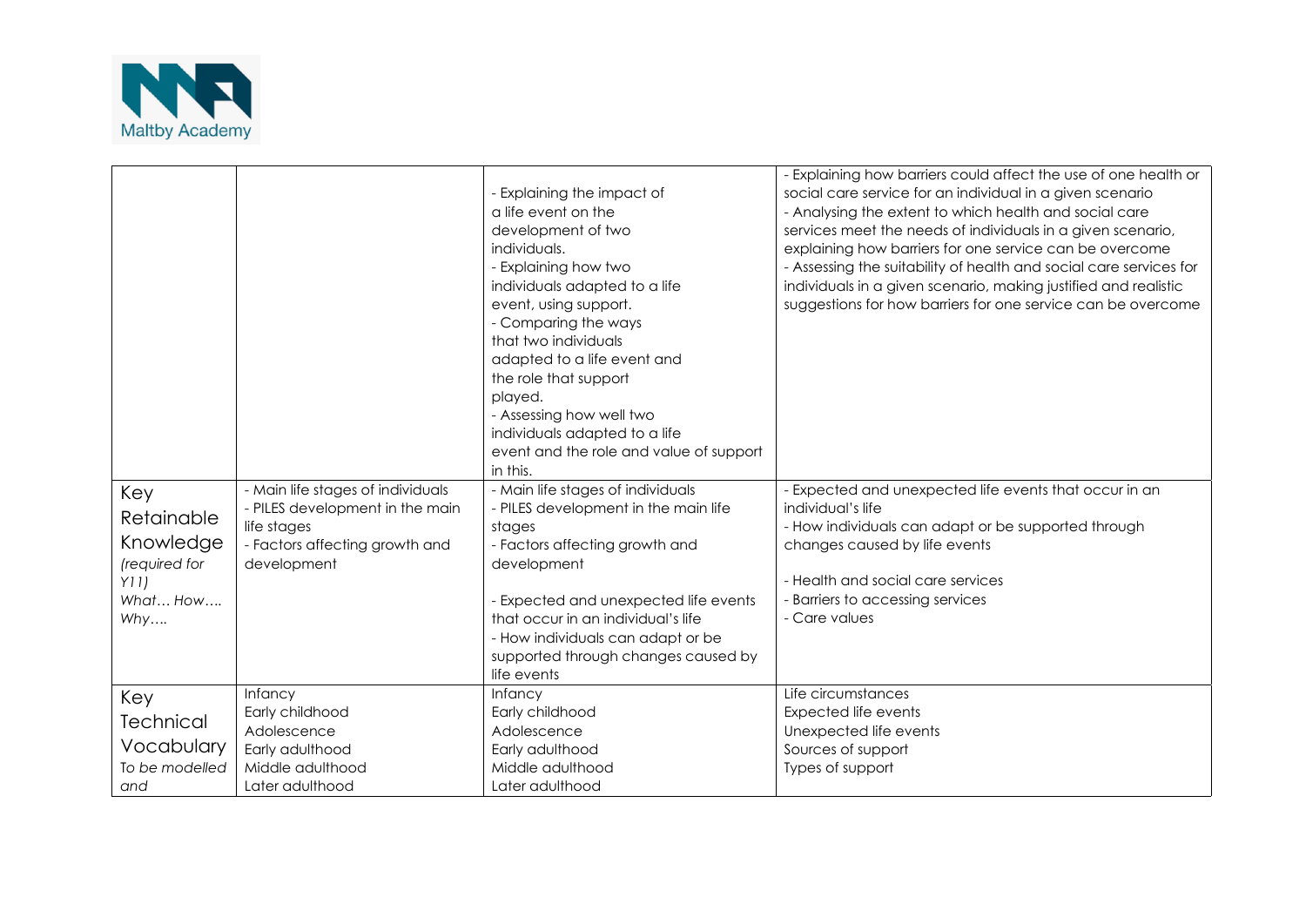| | | | |
|---|---|---|---|
| | | - Explaining the impact of a life event on the development of two individuals.<br>- Explaining how two individuals adapted to a life event, using support.<br>- Comparing the ways that two individuals adapted to a life event and the role that support played.<br>- Assessing how well two individuals adapted to a life event and the role and value of support in this. | - Explaining how barriers could affect the use of one health or social care service for an individual in a given scenario<br>- Analysing the extent to which health and social care services meet the needs of individuals in a given scenario, explaining how barriers for one service can be overcome<br>- Assessing the suitability of health and social care services for individuals in a given scenario, making justified and realistic suggestions for how barriers for one service can be overcome |
| Key Retainable Knowledge *(required for Y11)* *What… How…. Why….* | - Main life stages of individuals<br>- PILES development in the main life stages<br>- Factors affecting growth and development | - Main life stages of individuals<br>- PILES development in the main life stages<br>- Factors affecting growth and development<br><br>- Expected and unexpected life events that occur in an individual's life<br>- How individuals can adapt or be supported through changes caused by life events | - Expected and unexpected life events that occur in an individual's life<br>- How individuals can adapt or be supported through changes caused by life events<br><br>- Health and social care services<br>- Barriers to accessing services<br>- Care values |
| Key Technical Vocabulary *To be modelled and* | Infancy<br>Early childhood<br>Adolescence<br>Early adulthood<br>Middle adulthood<br>Later adulthood | Infancy<br>Early childhood<br>Adolescence<br>Early adulthood<br>Middle adulthood<br>Later adulthood | Life circumstances<br>Expected life events<br>Unexpected life events<br>Sources of support<br>Types of support |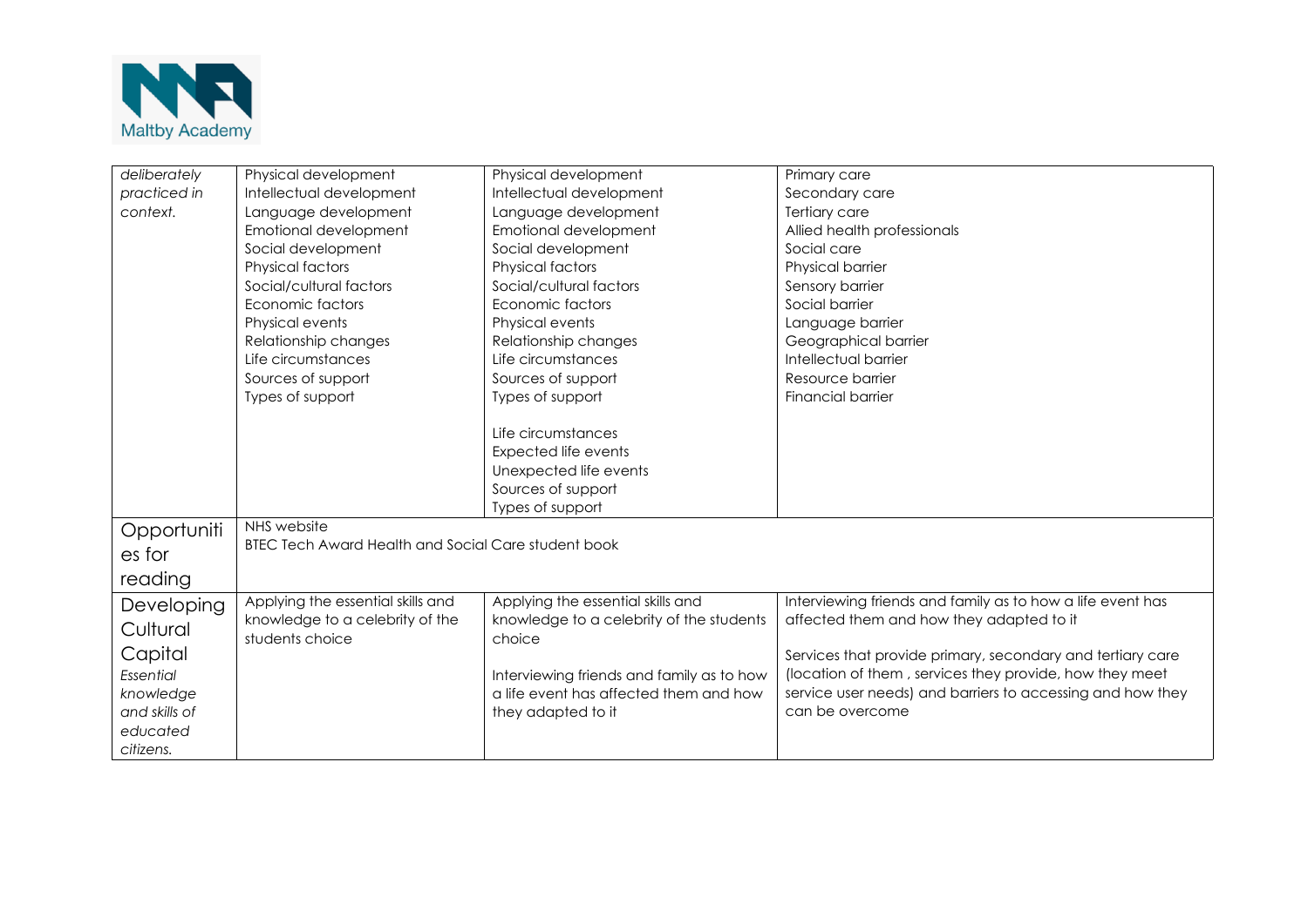| *deliberately practiced in context.* | Physical development<br>Intellectual development<br>Language development<br>Emotional development<br>Social development<br>Physical factors<br>Social/cultural factors<br>Economic factors<br>Physical events<br>Relationship changes<br>Life circumstances<br>Sources of support<br>Types of support | Physical development<br>Intellectual development<br>Language development<br>Emotional development<br>Social development<br>Physical factors<br>Social/cultural factors<br>Economic factors<br>Physical events<br>Relationship changes<br>Life circumstances<br>Sources of support<br>Types of support<br><br>Life circumstances<br>Expected life events<br>Unexpected life events<br>Sources of support<br>Types of support | Primary care<br>Secondary care<br>Tertiary care<br>Allied health professionals<br>Social care<br>Physical barrier<br>Sensory barrier<br>Social barrier<br>Language barrier<br>Geographical barrier<br>Intellectual barrier<br>Resource barrier<br>Financial barrier |
|---|---|---|---|
| Opportunities for reading | NHS website<br>BTEC Tech Award Health and Social Care student book | | |
| Developing Cultural Capital<br>*Essential knowledge and skills of educated citizens.* | Applying the essential skills and knowledge to a celebrity of the students choice | Applying the essential skills and knowledge to a celebrity of the students choice<br><br>Interviewing friends and family as to how a life event has affected them and how they adapted to it | Interviewing friends and family as to how a life event has affected them and how they adapted to it<br><br>Services that provide primary, secondary and tertiary care (location of them , services they provide, how they meet service user needs) and barriers to accessing and how they can be overcome |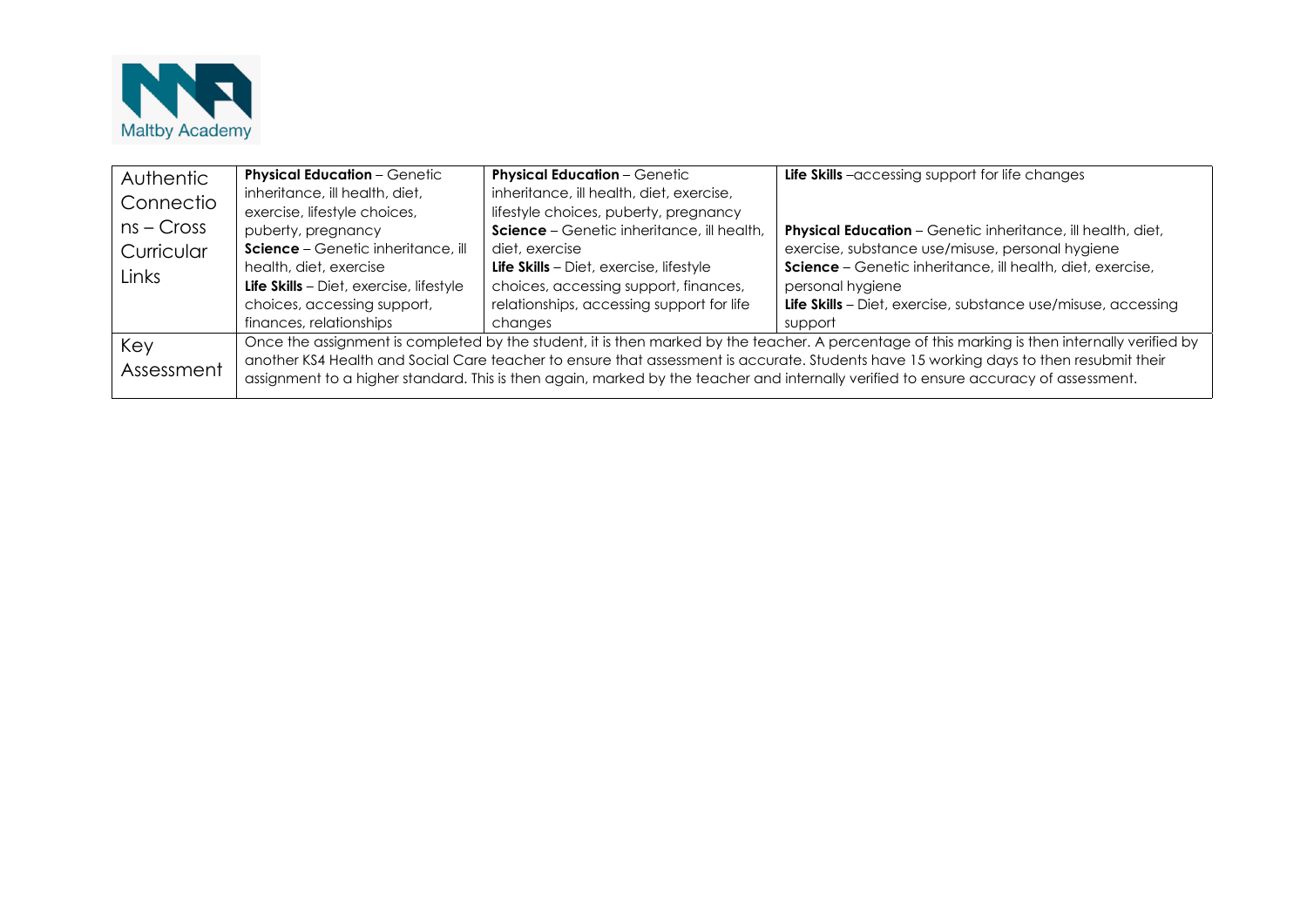| | | | |
|---|---|---|---|
| Authentic Connections – Cross Curricular Links | **Physical Education** – Genetic inheritance, ill health, diet, exercise, lifestyle choices, puberty, pregnancy<br>**Science** – Genetic inheritance, ill health, diet, exercise<br>**Life Skills** – Diet, exercise, lifestyle choices, accessing support, finances, relationships | **Physical Education** – Genetic inheritance, ill health, diet, exercise, lifestyle choices, puberty, pregnancy<br>**Science** – Genetic inheritance, ill health, diet, exercise<br>**Life Skills** – Diet, exercise, lifestyle choices, accessing support, finances, relationships, accessing support for life changes | **Life Skills** –accessing support for life changes<br><br>**Physical Education** – Genetic inheritance, ill health, diet, exercise, substance use/misuse, personal hygiene<br>**Science** – Genetic inheritance, ill health, diet, exercise, personal hygiene<br>**Life Skills** – Diet, exercise, substance use/misuse, accessing support |
| Key Assessment | Once the assignment is completed by the student, it is then marked by the teacher. A percentage of this marking is then internally verified by another KS4 Health and Social Care teacher to ensure that assessment is accurate. Students have 15 working days to then resubmit their assignment to a higher standard. This is then again, marked by the teacher and internally verified to ensure accuracy of assessment. | | |